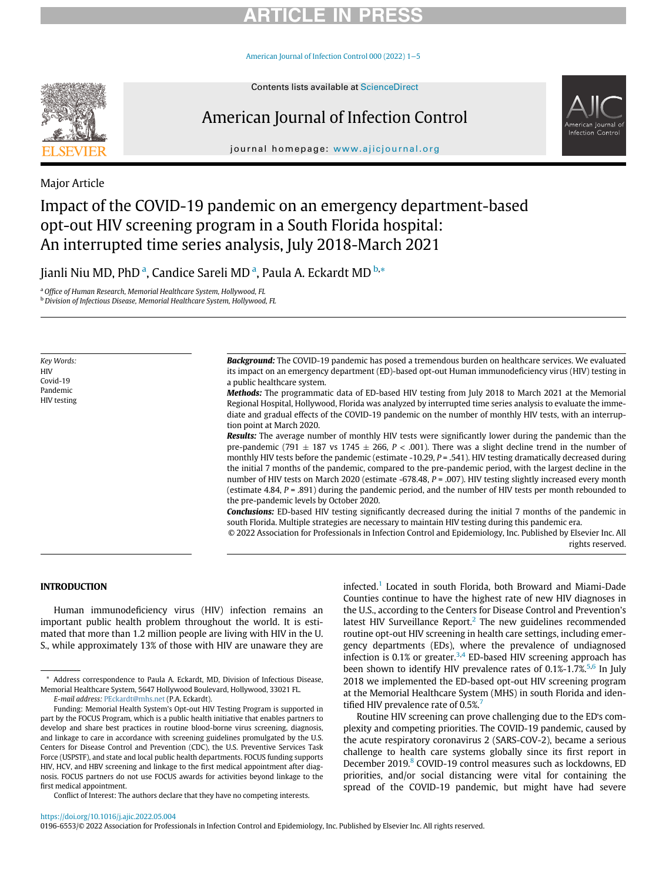Major Article

# Impact of the COVID-19 pandemic on an emergency department-based opt-out HIV screening program in a South Florida hospital: An interrupted time series analysis, July 2018-March 2021

Jianli Niu MD, PhD [a], Candice Sareli MD [a], Paula A. Eckardt MD [b,*]

[a] *Office of Human Research, Memorial Healthcare System, Hollywood, FL*
[b] *Division of Infectious Disease, Memorial Healthcare System, Hollywood, FL*

*Key Words:*
HIV
Covid-19
Pandemic
HIV testing

***Background:*** The COVID-19 pandemic has posed a tremendous burden on healthcare services. We evaluated its impact on an emergency department (ED)-based opt-out Human immunodeficiency virus (HIV) testing in a public healthcare system.

***Methods:*** The programmatic data of ED-based HIV testing from July 2018 to March 2021 at the Memorial Regional Hospital, Hollywood, Florida was analyzed by interrupted time series analysis to evaluate the immediate and gradual effects of the COVID-19 pandemic on the number of monthly HIV tests, with an interruption point at March 2020.

***Results:*** The average number of monthly HIV tests were significantly lower during the pandemic than the pre-pandemic (791 ± 187 vs 1745 ± 266, $P < .001$). There was a slight decline trend in the number of monthly HIV tests before the pandemic (estimate -10.29, $P = .541$). HIV testing dramatically decreased during the initial 7 months of the pandemic, compared to the pre-pandemic period, with the largest decline in the number of HIV tests on March 2020 (estimate -678.48, $P = .007$). HIV testing slightly increased every month (estimate 4.84, $P = .891$) during the pandemic period, and the number of HIV tests per month rebounded to the pre-pandemic levels by October 2020.

***Conclusions:*** ED-based HIV testing significantly decreased during the initial 7 months of the pandemic in south Florida. Multiple strategies are necessary to maintain HIV testing during this pandemic era.

© 2022 Association for Professionals in Infection Control and Epidemiology, Inc. Published by Elsevier Inc. All rights reserved.

## INTRODUCTION

Human immunodeficiency virus (HIV) infection remains an important public health problem throughout the world. It is estimated that more than 1.2 million people are living with HIV in the U.S., while approximately 13% of those with HIV are unaware they are infected.[1] Located in south Florida, both Broward and Miami-Dade Counties continue to have the highest rate of new HIV diagnoses in the U.S., according to the Centers for Disease Control and Prevention's latest HIV Surveillance Report.[2] The new guidelines recommended routine opt-out HIV screening in health care settings, including emergency departments (EDs), where the prevalence of undiagnosed infection is 0.1% or greater.[3,4] ED-based HIV screening approach has been shown to identify HIV prevalence rates of 0.1%-1.7%.[5,6] In July 2018 we implemented the ED-based opt-out HIV screening program at the Memorial Healthcare System (MHS) in south Florida and identified HIV prevalence rate of 0.5%.[7]

Routine HIV screening can prove challenging due to the ED's complexity and competing priorities. The COVID-19 pandemic, caused by the acute respiratory coronavirus 2 (SARS-COV-2), became a serious challenge to health care systems globally since its first report in December 2019.[8] COVID-19 control measures such as lockdowns, ED priorities, and/or social distancing were vital for containing the spread of the COVID-19 pandemic, but might have had severe

---

* Address correspondence to Paula A. Eckardt, MD, Division of Infectious Disease, Memorial Healthcare System, 5647 Hollywood Boulevard, Hollywood, 33021 FL.

*E-mail address:* PEckardt@mhs.net (P.A. Eckardt).

Funding: Memorial Health System's Opt-out HIV Testing Program is supported in part by the FOCUS Program, which is a public health initiative that enables partners to develop and share best practices in routine blood-borne virus screening, diagnosis, and linkage to care in accordance with screening guidelines promulgated by the U.S. Centers for Disease Control and Prevention (CDC), the U.S. Preventive Services Task Force (USPSTF), and state and local public health departments. FOCUS funding supports HIV, HCV, and HBV screening and linkage to the first medical appointment after diagnosis. FOCUS partners do not use FOCUS awards for activities beyond linkage to the first medical appointment.

Conflict of Interest: The authors declare that they have no competing interests.

https://doi.org/10.1016/j.ajic.2022.05.004
0196-6553/© 2022 Association for Professionals in Infection Control and Epidemiology, Inc. Published by Elsevier Inc. All rights reserved.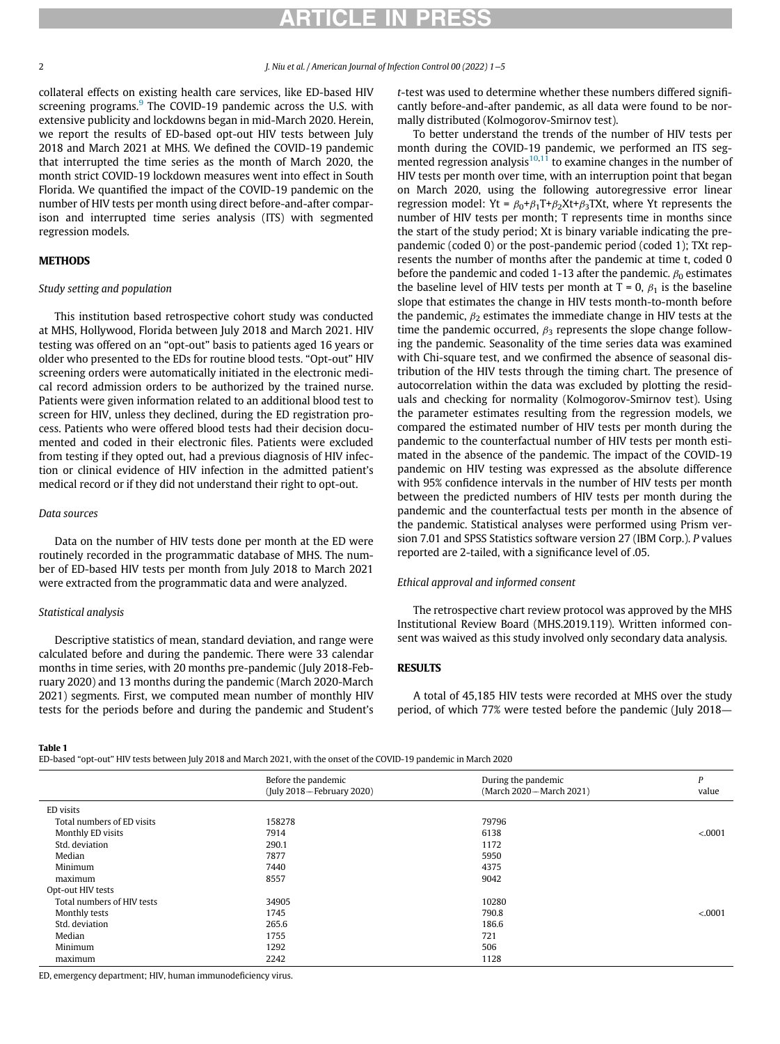collateral effects on existing health care services, like ED-based HIV screening programs.[9] The COVID-19 pandemic across the U.S. with extensive publicity and lockdowns began in mid-March 2020. Herein, we report the results of ED-based opt-out HIV tests between July 2018 and March 2021 at MHS. We defined the COVID-19 pandemic that interrupted the time series as the month of March 2020, the month strict COVID-19 lockdown measures went into effect in South Florida. We quantified the impact of the COVID-19 pandemic on the number of HIV tests per month using direct before-and-after comparison and interrupted time series analysis (ITS) with segmented regression models.

## METHODS

### *Study setting and population*

This institution based retrospective cohort study was conducted at MHS, Hollywood, Florida between July 2018 and March 2021. HIV testing was offered on an "opt-out" basis to patients aged 16 years or older who presented to the EDs for routine blood tests. "Opt-out" HIV screening orders were automatically initiated in the electronic medical record admission orders to be authorized by the trained nurse. Patients were given information related to an additional blood test to screen for HIV, unless they declined, during the ED registration process. Patients who were offered blood tests had their decision documented and coded in their electronic files. Patients were excluded from testing if they opted out, had a previous diagnosis of HIV infection or clinical evidence of HIV infection in the admitted patient's medical record or if they did not understand their right to opt-out.

### *Data sources*

Data on the number of HIV tests done per month at the ED were routinely recorded in the programmatic database of MHS. The number of ED-based HIV tests per month from July 2018 to March 2021 were extracted from the programmatic data and were analyzed.

### *Statistical analysis*

Descriptive statistics of mean, standard deviation, and range were calculated before and during the pandemic. There were 33 calendar months in time series, with 20 months pre-pandemic (July 2018-February 2020) and 13 months during the pandemic (March 2020-March 2021) segments. First, we computed mean number of monthly HIV tests for the periods before and during the pandemic and Student's *t*-test was used to determine whether these numbers differed significantly before-and-after pandemic, as all data were found to be normally distributed (Kolmogorov-Smirnov test).

To better understand the trends of the number of HIV tests per month during the COVID-19 pandemic, we performed an ITS segmented regression analysis[10,11] to examine changes in the number of HIV tests per month over time, with an interruption point that began on March 2020, using the following autoregressive error linear regression model: $Yt = \beta_0 + \beta_1 T + \beta_2 Xt + \beta_3 TXt$, where Yt represents the number of HIV tests per month; T represents time in months since the start of the study period; Xt is binary variable indicating the pre-pandemic (coded 0) or the post-pandemic period (coded 1); TXt represents the number of months after the pandemic at time t, coded 0 before the pandemic and coded 1-13 after the pandemic. $\beta_0$ estimates the baseline level of HIV tests per month at T = 0, $\beta_1$ is the baseline slope that estimates the change in HIV tests month-to-month before the pandemic, $\beta_2$ estimates the immediate change in HIV tests at the time the pandemic occurred, $\beta_3$ represents the slope change following the pandemic. Seasonality of the time series data was examined with Chi-square test, and we confirmed the absence of seasonal distribution of the HIV tests through the timing chart. The presence of autocorrelation within the data was excluded by plotting the residuals and checking for normality (Kolmogorov-Smirnov test). Using the parameter estimates resulting from the regression models, we compared the estimated number of HIV tests per month during the pandemic to the counterfactual number of HIV tests per month estimated in the absence of the pandemic. The impact of the COVID-19 pandemic on HIV testing was expressed as the absolute difference with 95% confidence intervals in the number of HIV tests per month between the predicted numbers of HIV tests per month during the pandemic and the counterfactual tests per month in the absence of the pandemic. Statistical analyses were performed using Prism version 7.01 and SPSS Statistics software version 27 (IBM Corp.). *P* values reported are 2-tailed, with a significance level of .05.

### *Ethical approval and informed consent*

The retrospective chart review protocol was approved by the MHS Institutional Review Board (MHS.2019.119). Written informed consent was waived as this study involved only secondary data analysis.

## RESULTS

A total of 45,185 HIV tests were recorded at MHS over the study period, of which 77% were tested before the pandemic (July 2018—

**Table 1**
ED-based "opt-out" HIV tests between July 2018 and March 2021, with the onset of the COVID-19 pandemic in March 2020

| | Before the pandemic (July 2018 – February 2020) | During the pandemic (March 2020 – March 2021) | *P* value |
|---|---|---|---|
| ED visits | | | |
| Total numbers of ED visits | 158278 | 79796 | |
| Monthly ED visits | 7914 | 6138 | <.0001 |
| Std. deviation | 290.1 | 1172 | |
| Median | 7877 | 5950 | |
| Minimum | 7440 | 4375 | |
| maximum | 8557 | 9042 | |
| Opt-out HIV tests | | | |
| Total numbers of HIV tests | 34905 | 10280 | |
| Monthly tests | 1745 | 790.8 | <.0001 |
| Std. deviation | 265.6 | 186.6 | |
| Median | 1755 | 721 | |
| Minimum | 1292 | 506 | |
| maximum | 2242 | 1128 | |

ED, emergency department; HIV, human immunodeficiency virus.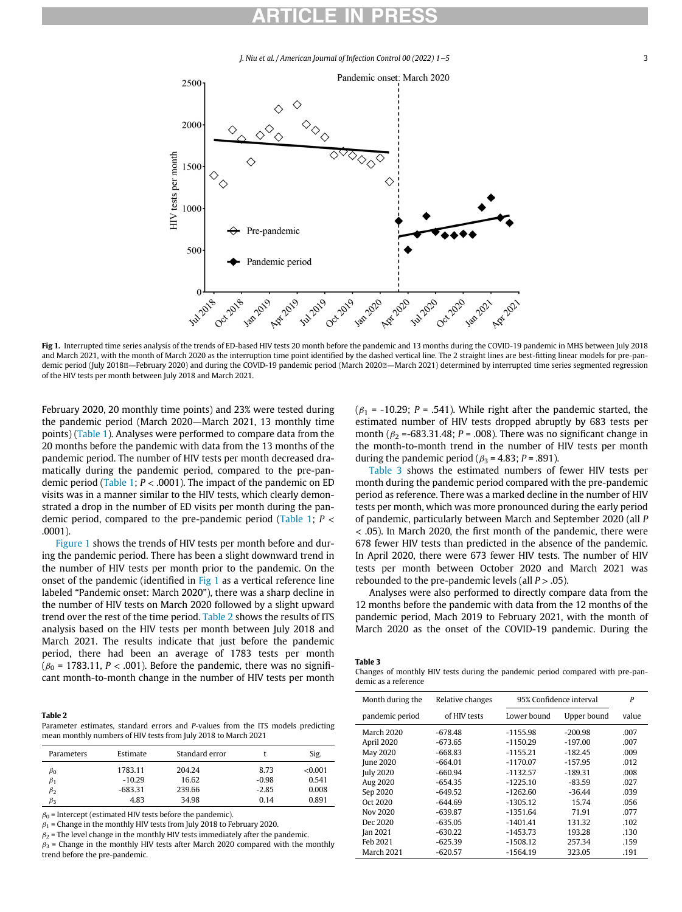Fig 1. Interrupted time series analysis of the trends of ED-based HIV tests 20 month before the pandemic and 13 months during the COVID-19 pandemic in MHS between July 2018 and March 2021, with the month of March 2020 as the interruption time point identified by the dashed vertical line. The 2 straight lines are best-fitting linear models for pre-pandemic period (July 2018—February 2020) and during the COVID-19 pandemic period (March 2020—March 2021) determined by interrupted time series segmented regression of the HIV tests per month between July 2018 and March 2021.

February 2020, 20 monthly time points) and 23% were tested during the pandemic period (March 2020—March 2021, 13 monthly time points) (Table 1). Analyses were performed to compare data from the 20 months before the pandemic with data from the 13 months of the pandemic period. The number of HIV tests per month decreased dramatically during the pandemic period, compared to the pre-pandemic period (Table 1; $P < .0001$). The impact of the pandemic on ED visits was in a manner similar to the HIV tests, which clearly demonstrated a drop in the number of ED visits per month during the pandemic period, compared to the pre-pandemic period (Table 1; $P < .0001$).

Figure 1 shows the trends of HIV tests per month before and during the pandemic period. There has been a slight downward trend in the number of HIV tests per month prior to the pandemic. On the onset of the pandemic (identified in Fig 1 as a vertical reference line labeled "Pandemic onset: March 2020"), there was a sharp decline in the number of HIV tests on March 2020 followed by a slight upward trend over the rest of the time period. Table 2 shows the results of ITS analysis based on the HIV tests per month between July 2018 and March 2021. The results indicate that just before the pandemic period, there had been an average of 1783 tests per month ($\beta_0$ = 1783.11, $P < .001$). Before the pandemic, there was no significant month-to-month change in the number of HIV tests per month ($\beta_1$ = -10.29; $P$ = .541). While right after the pandemic started, the estimated number of HIV tests dropped abruptly by 683 tests per month ($\beta_2$ =-683.31.48; $P$ = .008). There was no significant change in the month-to-month trend in the number of HIV tests per month during the pandemic period ($\beta_3$ = 4.83; $P$ = .891).

Table 3 shows the estimated numbers of fewer HIV tests per month during the pandemic period compared with the pre-pandemic period as reference. There was a marked decline in the number of HIV tests per month, which was more pronounced during the early period of pandemic, particularly between March and September 2020 (all $P < .05$). In March 2020, the first month of the pandemic, there were 678 fewer HIV tests than predicted in the absence of the pandemic. In April 2020, there were 673 fewer HIV tests. The number of HIV tests per month between October 2020 and March 2021 was rebounded to the pre-pandemic levels (all $P > .05$).

Analyses were also performed to directly compare data from the 12 months before the pandemic with data from the 12 months of the pandemic period, Mach 2019 to February 2021, with the month of March 2020 as the onset of the COVID-19 pandemic. During the

**Table 2**
Parameter estimates, standard errors and *P*-values from the ITS models predicting mean monthly numbers of HIV tests from July 2018 to March 2021

| Parameters | Estimate | Standard error | t | Sig. |
|---|---|---|---|---|
| $\beta_0$ | 1783.11 | 204.24 | 8.73 | <0.001 |
| $\beta_1$ | -10.29 | 16.62 | -0.98 | 0.541 |
| $\beta_2$ | -683.31 | 239.66 | -2.85 | 0.008 |
| $\beta_3$ | 4.83 | 34.98 | 0.14 | 0.891 |

$\beta_0$ = Intercept (estimated HIV tests before the pandemic).
$\beta_1$ = Change in the monthly HIV tests from July 2018 to February 2020.
$\beta_2$ = The level change in the monthly HIV tests immediately after the pandemic.
$\beta_3$ = Change in the monthly HIV tests after March 2020 compared with the monthly trend before the pre-pandemic.

**Table 3**
Changes of monthly HIV tests during the pandemic period compared with pre-pandemic as a reference

| Month during the pandemic period | Relative changes of HIV tests | 95% Confidence interval | | P value |
|---|---|---|---|---|
| | | Lower bound | Upper bound | |
| March 2020 | -678.48 | -1155.98 | -200.98 | .007 |
| April 2020 | -673.65 | -1150.29 | -197.00 | .007 |
| May 2020 | -668.83 | -1155.21 | -182.45 | .009 |
| June 2020 | -664.01 | -1170.07 | -157.95 | .012 |
| July 2020 | -660.94 | -1132.57 | -189.31 | .008 |
| Aug 2020 | -654.35 | -1225.10 | -83.59 | .027 |
| Sep 2020 | -649.52 | -1262.60 | -36.44 | .039 |
| Oct 2020 | -644.69 | -1305.12 | 15.74 | .056 |
| Nov 2020 | -639.87 | -1351.64 | 71.91 | .077 |
| Dec 2020 | -635.05 | -1401.41 | 131.32 | .102 |
| Jan 2021 | -630.22 | -1453.73 | 193.28 | .130 |
| Feb 2021 | -625.39 | -1508.12 | 257.34 | .159 |
| March 2021 | -620.57 | -1564.19 | 323.05 | .191 |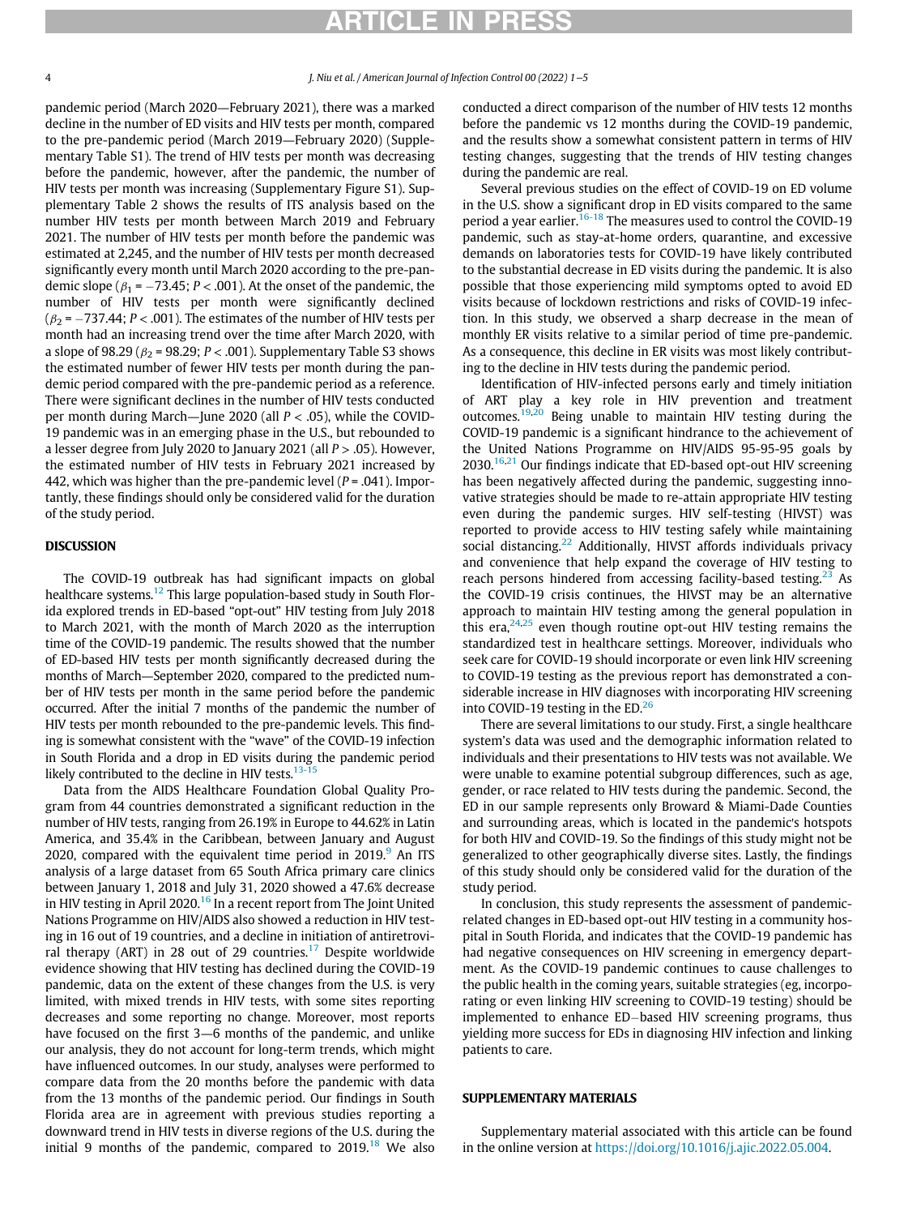pandemic period (March 2020—February 2021), there was a marked decline in the number of ED visits and HIV tests per month, compared to the pre-pandemic period (March 2019—February 2020) (Supplementary Table S1). The trend of HIV tests per month was decreasing before the pandemic, however, after the pandemic, the number of HIV tests per month was increasing (Supplementary Figure S1). Supplementary Table 2 shows the results of ITS analysis based on the number HIV tests per month between March 2019 and February 2021. The number of HIV tests per month before the pandemic was estimated at 2,245, and the number of HIV tests per month decreased significantly every month until March 2020 according to the pre-pandemic slope ($\beta_1 = -73.45$; $P < .001$). At the onset of the pandemic, the number of HIV tests per month were significantly declined ($\beta_2 = -737.44$; $P < .001$). The estimates of the number of HIV tests per month had an increasing trend over the time after March 2020, with a slope of 98.29 ($\beta_2 = 98.29$; $P < .001$). Supplementary Table S3 shows the estimated number of fewer HIV tests per month during the pandemic period compared with the pre-pandemic period as a reference. There were significant declines in the number of HIV tests conducted per month during March—June 2020 (all $P < .05$), while the COVID-19 pandemic was in an emerging phase in the U.S., but rebounded to a lesser degree from July 2020 to January 2021 (all $P > .05$). However, the estimated number of HIV tests in February 2021 increased by 442, which was higher than the pre-pandemic level ($P = .041$). Importantly, these findings should only be considered valid for the duration of the study period.

## DISCUSSION

The COVID-19 outbreak has had significant impacts on global healthcare systems.[12] This large population-based study in South Florida explored trends in ED-based "opt-out" HIV testing from July 2018 to March 2021, with the month of March 2020 as the interruption time of the COVID-19 pandemic. The results showed that the number of ED-based HIV tests per month significantly decreased during the months of March—September 2020, compared to the predicted number of HIV tests per month in the same period before the pandemic occurred. After the initial 7 months of the pandemic the number of HIV tests per month rebounded to the pre-pandemic levels. This finding is somewhat consistent with the "wave" of the COVID-19 infection in South Florida and a drop in ED visits during the pandemic period likely contributed to the decline in HIV tests.[13-15]

Data from the AIDS Healthcare Foundation Global Quality Program from 44 countries demonstrated a significant reduction in the number of HIV tests, ranging from 26.19% in Europe to 44.62% in Latin America, and 35.4% in the Caribbean, between January and August 2020, compared with the equivalent time period in 2019.[9] An ITS analysis of a large dataset from 65 South Africa primary care clinics between January 1, 2018 and July 31, 2020 showed a 47.6% decrease in HIV testing in April 2020.[16] In a recent report from The Joint United Nations Programme on HIV/AIDS also showed a reduction in HIV testing in 16 out of 19 countries, and a decline in initiation of antiretroviral therapy (ART) in 28 out of 29 countries.[17] Despite worldwide evidence showing that HIV testing has declined during the COVID-19 pandemic, data on the extent of these changes from the U.S. is very limited, with mixed trends in HIV tests, with some sites reporting decreases and some reporting no change. Moreover, most reports have focused on the first 3—6 months of the pandemic, and unlike our analysis, they do not account for long-term trends, which might have influenced outcomes. In our study, analyses were performed to compare data from the 20 months before the pandemic with data from the 13 months of the pandemic period. Our findings in South Florida area are in agreement with previous studies reporting a downward trend in HIV tests in diverse regions of the U.S. during the initial 9 months of the pandemic, compared to 2019.[18] We also conducted a direct comparison of the number of HIV tests 12 months before the pandemic vs 12 months during the COVID-19 pandemic, and the results show a somewhat consistent pattern in terms of HIV testing changes, suggesting that the trends of HIV testing changes during the pandemic are real.

Several previous studies on the effect of COVID-19 on ED volume in the U.S. show a significant drop in ED visits compared to the same period a year earlier.[16-18] The measures used to control the COVID-19 pandemic, such as stay-at-home orders, quarantine, and excessive demands on laboratories tests for COVID-19 have likely contributed to the substantial decrease in ED visits during the pandemic. It is also possible that those experiencing mild symptoms opted to avoid ED visits because of lockdown restrictions and risks of COVID-19 infection. In this study, we observed a sharp decrease in the mean of monthly ER visits relative to a similar period of time pre-pandemic. As a consequence, this decline in ER visits was most likely contributing to the decline in HIV tests during the pandemic period.

Identification of HIV-infected persons early and timely initiation of ART play a key role in HIV prevention and treatment outcomes.[19,20] Being unable to maintain HIV testing during the COVID-19 pandemic is a significant hindrance to the achievement of the United Nations Programme on HIV/AIDS 95-95-95 goals by 2030.[16,21] Our findings indicate that ED-based opt-out HIV screening has been negatively affected during the pandemic, suggesting innovative strategies should be made to re-attain appropriate HIV testing even during the pandemic surges. HIV self-testing (HIVST) was reported to provide access to HIV testing safely while maintaining social distancing.[22] Additionally, HIVST affords individuals privacy and convenience that help expand the coverage of HIV testing to reach persons hindered from accessing facility-based testing.[23] As the COVID-19 crisis continues, the HIVST may be an alternative approach to maintain HIV testing among the general population in this era,[24,25] even though routine opt-out HIV testing remains the standardized test in healthcare settings. Moreover, individuals who seek care for COVID-19 should incorporate or even link HIV screening to COVID-19 testing as the previous report has demonstrated a considerable increase in HIV diagnoses with incorporating HIV screening into COVID-19 testing in the ED.[26]

There are several limitations to our study. First, a single healthcare system's data was used and the demographic information related to individuals and their presentations to HIV tests was not available. We were unable to examine possible subgroup differences, such as age, gender, or race related to HIV tests during the pandemic. Second, the ED in our sample represents only Broward & Miami-Dade Counties and surrounding areas, which is located in the pandemic's hotspots for both HIV and COVID-19. So the findings of this study might not be generalized to other geographically diverse sites. Lastly, the findings of this study should only be considered valid for the duration of the study period.

In conclusion, this study represents the assessment of pandemic-related changes in ED-based opt-out HIV testing in a community hospital in South Florida, and indicates that the COVID-19 pandemic has had negative consequences on HIV screening in emergency department. As the COVID-19 pandemic continues to cause challenges to the public health in the coming years, suitable strategies (eg, incorporating or even linking HIV screening to COVID-19 testing) should be implemented to enhance ED−based HIV screening programs, thus yielding more success for EDs in diagnosing HIV infection and linking patients to care.

## SUPPLEMENTARY MATERIALS

Supplementary material associated with this article can be found in the online version at https://doi.org/10.1016/j.ajic.2022.05.004.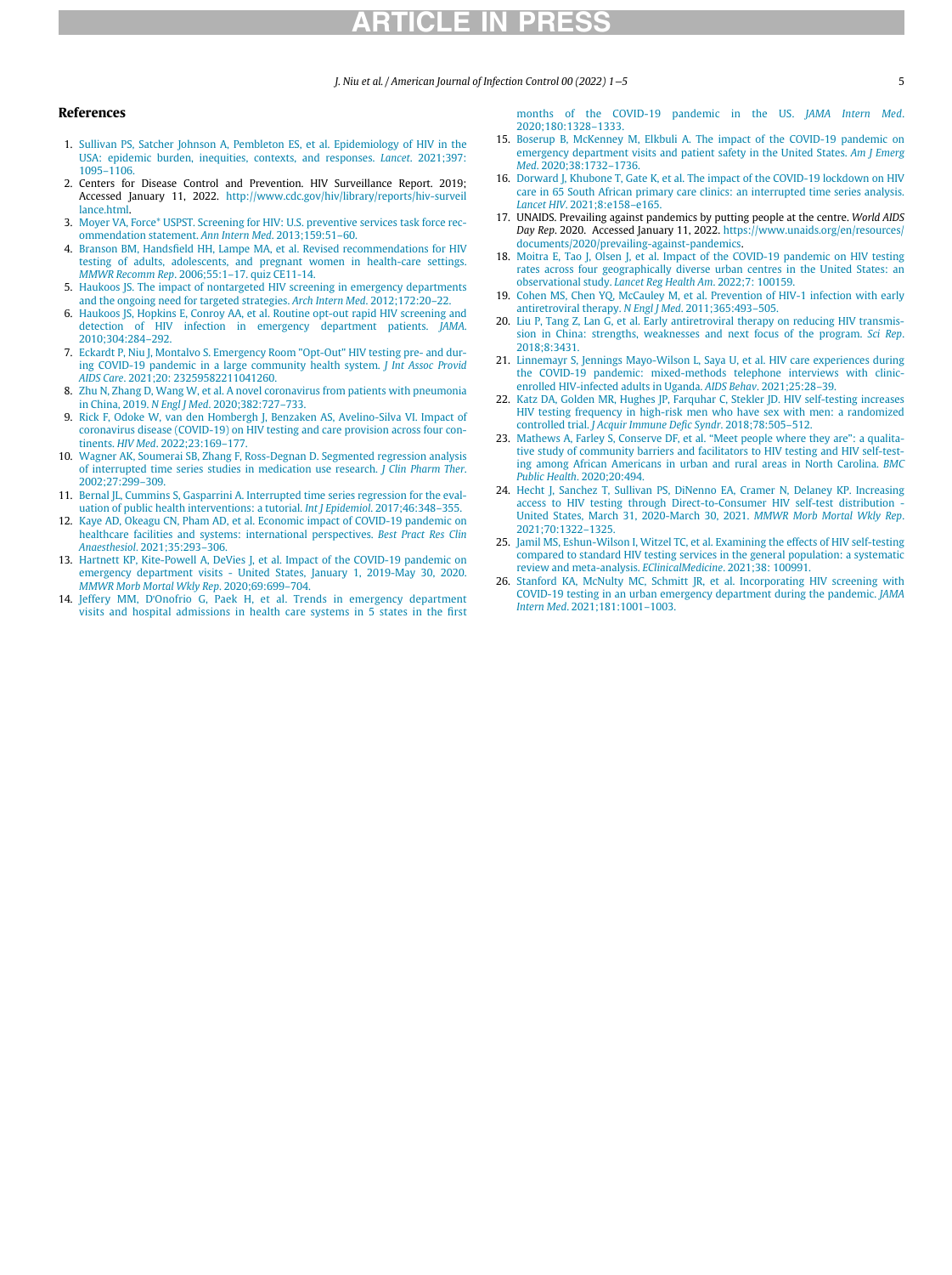## References

1. Sullivan PS, Satcher Johnson A, Pembleton ES, et al. Epidemiology of HIV in the USA: epidemic burden, inequities, contexts, and responses. *Lancet*. 2021;397: 1095–1106.
2. Centers for Disease Control and Prevention. HIV Surveillance Report. 2019; Accessed January 11, 2022. http://www.cdc.gov/hiv/library/reports/hiv-surveillance.html.
3. Moyer VA, Force* USPST. Screening for HIV: U.S. preventive services task force recommendation statement. *Ann Intern Med*. 2013;159:51–60.
4. Branson BM, Handsfield HH, Lampe MA, et al. Revised recommendations for HIV testing of adults, adolescents, and pregnant women in health-care settings. *MMWR Recomm Rep*. 2006;55:1–17. quiz CE11-14.
5. Haukoos JS. The impact of nontargeted HIV screening in emergency departments and the ongoing need for targeted strategies. *Arch Intern Med*. 2012;172:20–22.
6. Haukoos JS, Hopkins E, Conroy AA, et al. Routine opt-out rapid HIV screening and detection of HIV infection in emergency department patients. *JAMA*. 2010;304:284–292.
7. Eckardt P, Niu J, Montalvo S. Emergency Room "Opt-Out" HIV testing pre- and during COVID-19 pandemic in a large community health system. *J Int Assoc Provid AIDS Care*. 2021;20: 23259582211041260.
8. Zhu N, Zhang D, Wang W, et al. A novel coronavirus from patients with pneumonia in China, 2019. *N Engl J Med*. 2020;382:727–733.
9. Rick F, Odoke W, van den Hombergh J, Benzaken AS, Avelino-Silva VI. Impact of coronavirus disease (COVID-19) on HIV testing and care provision across four continents. *HIV Med*. 2022;23:169–177.
10. Wagner AK, Soumerai SB, Zhang F, Ross-Degnan D. Segmented regression analysis of interrupted time series studies in medication use research. *J Clin Pharm Ther*. 2002;27:299–309.
11. Bernal JL, Cummins S, Gasparrini A. Interrupted time series regression for the evaluation of public health interventions: a tutorial. *Int J Epidemiol*. 2017;46:348–355.
12. Kaye AD, Okeagu CN, Pham AD, et al. Economic impact of COVID-19 pandemic on healthcare facilities and systems: international perspectives. *Best Pract Res Clin Anaesthesiol*. 2021;35:293–306.
13. Hartnett KP, Kite-Powell A, DeVies J, et al. Impact of the COVID-19 pandemic on emergency department visits - United States, January 1, 2019-May 30, 2020. *MMWR Morb Mortal Wkly Rep*. 2020;69:699–704.
14. Jeffery MM, D'Onofrio G, Paek H, et al. Trends in emergency department visits and hospital admissions in health care systems in 5 states in the first months of the COVID-19 pandemic in the US. *JAMA Intern Med*. 2020;180:1328–1333.
15. Boserup B, McKenney M, Elkbuli A. The impact of the COVID-19 pandemic on emergency department visits and patient safety in the United States. *Am J Emerg Med*. 2020;38:1732–1736.
16. Dorward J, Khubone T, Gate K, et al. The impact of the COVID-19 lockdown on HIV care in 65 South African primary care clinics: an interrupted time series analysis. *Lancet HIV*. 2021;8:e158–e165.
17. UNAIDS. Prevailing against pandemics by putting people at the centre. *World AIDS Day Rep*. 2020. Accessed January 11, 2022. https://www.unaids.org/en/resources/documents/2020/prevailing-against-pandemics.
18. Moitra E, Tao J, Olsen J, et al. Impact of the COVID-19 pandemic on HIV testing rates across four geographically diverse urban centres in the United States: an observational study. *Lancet Reg Health Am*. 2022;7: 100159.
19. Cohen MS, Chen YQ, McCauley M, et al. Prevention of HIV-1 infection with early antiretroviral therapy. *N Engl J Med*. 2011;365:493–505.
20. Liu P, Tang Z, Lan G, et al. Early antiretroviral therapy on reducing HIV transmission in China: strengths, weaknesses and next focus of the program. *Sci Rep*. 2018;8:3431.
21. Linnemayr S, Jennings Mayo-Wilson L, Saya U, et al. HIV care experiences during the COVID-19 pandemic: mixed-methods telephone interviews with clinic-enrolled HIV-infected adults in Uganda. *AIDS Behav*. 2021;25:28–39.
22. Katz DA, Golden MR, Hughes JP, Farquhar C, Stekler JD. HIV self-testing increases HIV testing frequency in high-risk men who have sex with men: a randomized controlled trial. *J Acquir Immune Defic Syndr*. 2018;78:505–512.
23. Mathews A, Farley S, Conserve DF, et al. "Meet people where they are": a qualitative study of community barriers and facilitators to HIV testing and HIV self-testing among African Americans in urban and rural areas in North Carolina. *BMC Public Health*. 2020;20:494.
24. Hecht J, Sanchez T, Sullivan PS, DiNenno EA, Cramer N, Delaney KP. Increasing access to HIV testing through Direct-to-Consumer HIV self-test distribution - United States, March 31, 2020-March 30, 2021. *MMWR Morb Mortal Wkly Rep*. 2021;70:1322–1325.
25. Jamil MS, Eshun-Wilson I, Witzel TC, et al. Examining the effects of HIV self-testing compared to standard HIV testing services in the general population: a systematic review and meta-analysis. *EClinicalMedicine*. 2021;38: 100991.
26. Stanford KA, McNulty MC, Schmitt JR, et al. Incorporating HIV screening with COVID-19 testing in an urban emergency department during the pandemic. *JAMA Intern Med*. 2021;181:1001–1003.